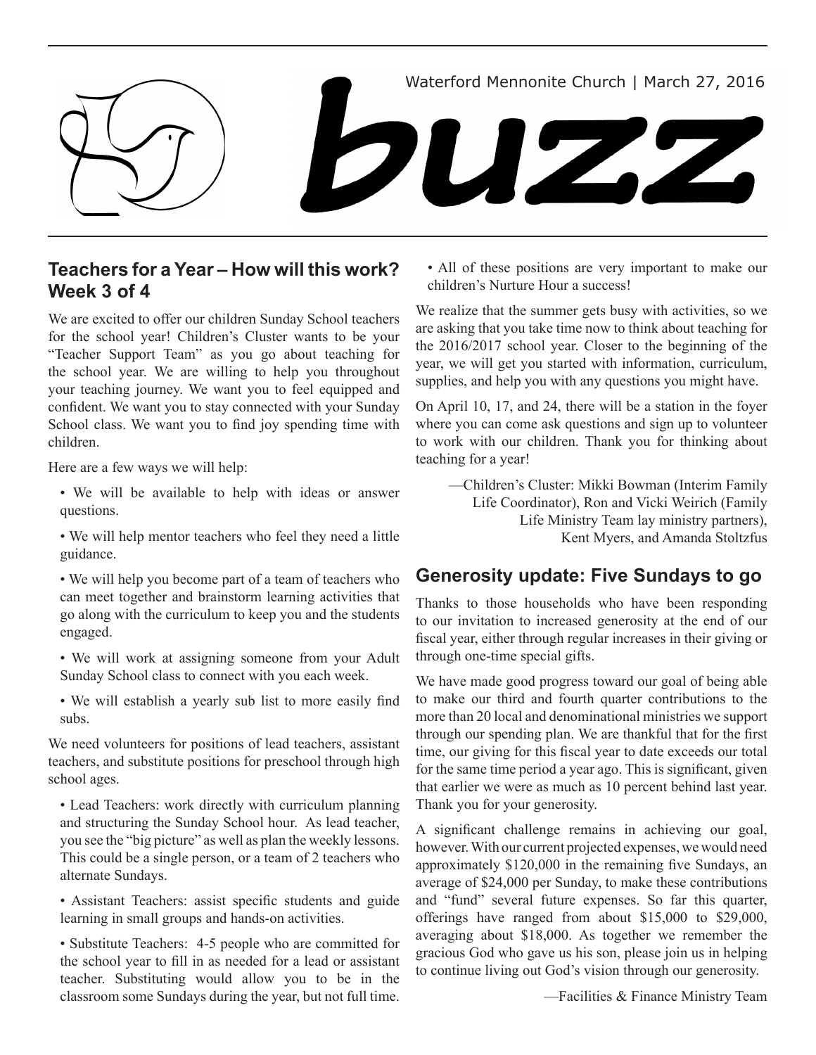Waterford Mennonite Church | March 27, 2016

# buzz

## Teachers for a Year – How will this work? Week 3 of 4

We are excited to offer our children Sunday School teachers for the school year! Children's Cluster wants to be your "Teacher Support Team" as you go about teaching for the school year. We are willing to help you throughout your teaching journey. We want you to feel equipped and confident. We want you to stay connected with your Sunday School class. We want you to find joy spending time with children.

Here are a few ways we will help:

- We will be available to help with ideas or answer questions.
- We will help mentor teachers who feel they need a little guidance.
- We will help you become part of a team of teachers who can meet together and brainstorm learning activities that go along with the curriculum to keep you and the students engaged.
- We will work at assigning someone from your Adult Sunday School class to connect with you each week.
- We will establish a yearly sub list to more easily find subs.

We need volunteers for positions of lead teachers, assistant teachers, and substitute positions for preschool through high school ages.

- Lead Teachers: work directly with curriculum planning and structuring the Sunday School hour. As lead teacher, you see the "big picture" as well as plan the weekly lessons. This could be a single person, or a team of 2 teachers who alternate Sundays.
- Assistant Teachers: assist specific students and guide learning in small groups and hands-on activities.
- Substitute Teachers: 4-5 people who are committed for the school year to fill in as needed for a lead or assistant teacher. Substituting would allow you to be in the classroom some Sundays during the year, but not full time.
- All of these positions are very important to make our children's Nurture Hour a success!

We realize that the summer gets busy with activities, so we are asking that you take time now to think about teaching for the 2016/2017 school year. Closer to the beginning of the year, we will get you started with information, curriculum, supplies, and help you with any questions you might have.

On April 10, 17, and 24, there will be a station in the foyer where you can come ask questions and sign up to volunteer to work with our children. Thank you for thinking about teaching for a year!

—Children's Cluster: Mikki Bowman (Interim Family Life Coordinator), Ron and Vicki Weirich (Family Life Ministry Team lay ministry partners), Kent Myers, and Amanda Stoltzfus

## Generosity update: Five Sundays to go

Thanks to those households who have been responding to our invitation to increased generosity at the end of our fiscal year, either through regular increases in their giving or through one-time special gifts.

We have made good progress toward our goal of being able to make our third and fourth quarter contributions to the more than 20 local and denominational ministries we support through our spending plan. We are thankful that for the first time, our giving for this fiscal year to date exceeds our total for the same time period a year ago. This is significant, given that earlier we were as much as 10 percent behind last year. Thank you for your generosity.

A significant challenge remains in achieving our goal, however. With our current projected expenses, we would need approximately $120,000 in the remaining five Sundays, an average of $24,000 per Sunday, to make these contributions and "fund" several future expenses. So far this quarter, offerings have ranged from about $15,000 to $29,000, averaging about $18,000. As together we remember the gracious God who gave us his son, please join us in helping to continue living out God's vision through our generosity.

—Facilities & Finance Ministry Team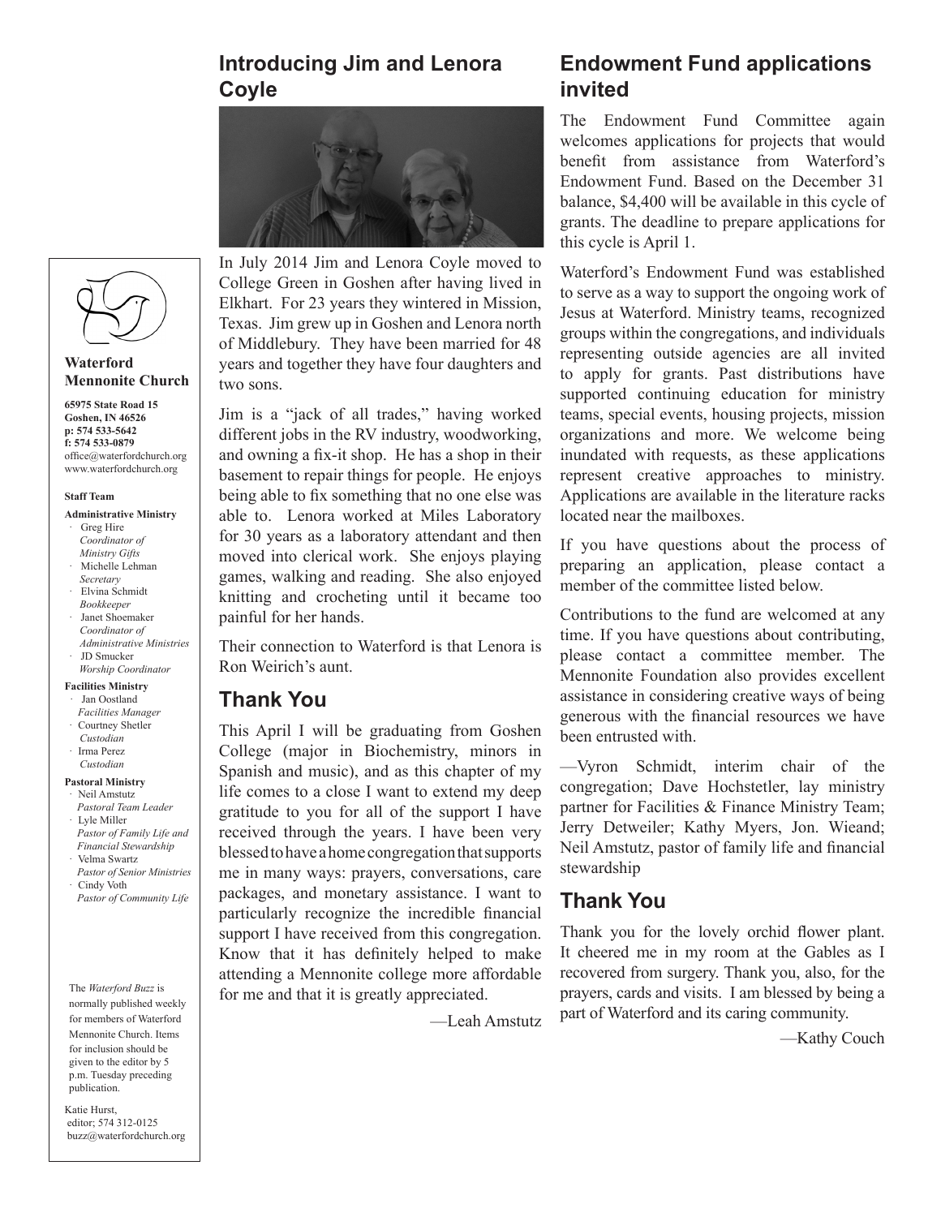## Introducing Jim and Lenora Coyle

In July 2014 Jim and Lenora Coyle moved to College Green in Goshen after having lived in Elkhart. For 23 years they wintered in Mission, Texas. Jim grew up in Goshen and Lenora north of Middlebury. They have been married for 48 years and together they have four daughters and two sons.

Jim is a "jack of all trades," having worked different jobs in the RV industry, woodworking, and owning a fix-it shop. He has a shop in their basement to repair things for people. He enjoys being able to fix something that no one else was able to. Lenora worked at Miles Laboratory for 30 years as a laboratory attendant and then moved into clerical work. She enjoys playing games, walking and reading. She also enjoyed knitting and crocheting until it became too painful for her hands.

Their connection to Waterford is that Lenora is Ron Weirich's aunt.

## Thank You

This April I will be graduating from Goshen College (major in Biochemistry, minors in Spanish and music), and as this chapter of my life comes to a close I want to extend my deep gratitude to you for all of the support I have received through the years. I have been very blessed to have a home congregation that supports me in many ways: prayers, conversations, care packages, and monetary assistance. I want to particularly recognize the incredible financial support I have received from this congregation. Know that it has definitely helped to make attending a Mennonite college more affordable for me and that it is greatly appreciated.

—Leah Amstutz

## Endowment Fund applications invited

The Endowment Fund Committee again welcomes applications for projects that would benefit from assistance from Waterford's Endowment Fund. Based on the December 31 balance, $4,400 will be available in this cycle of grants. The deadline to prepare applications for this cycle is April 1.

Waterford's Endowment Fund was established to serve as a way to support the ongoing work of Jesus at Waterford. Ministry teams, recognized groups within the congregations, and individuals representing outside agencies are all invited to apply for grants. Past distributions have supported continuing education for ministry teams, special events, housing projects, mission organizations and more. We welcome being inundated with requests, as these applications represent creative approaches to ministry. Applications are available in the literature racks located near the mailboxes.

If you have questions about the process of preparing an application, please contact a member of the committee listed below.

Contributions to the fund are welcomed at any time. If you have questions about contributing, please contact a committee member. The Mennonite Foundation also provides excellent assistance in considering creative ways of being generous with the financial resources we have been entrusted with.

—Vyron Schmidt, interim chair of the congregation; Dave Hochstetler, lay ministry partner for Facilities & Finance Ministry Team; Jerry Detweiler; Kathy Myers, Jon. Wieand; Neil Amstutz, pastor of family life and financial stewardship

## Thank You

Thank you for the lovely orchid flower plant. It cheered me in my room at the Gables as I recovered from surgery. Thank you, also, for the prayers, cards and visits. I am blessed by being a part of Waterford and its caring community.

—Kathy Couch

---

**Waterford Mennonite Church**

**65975 State Road 15**
**Goshen, IN 46526**
**p: 574 533-5642**
**f: 574 533-0879**
office@waterfordchurch.org
www.waterfordchurch.org

**Staff Team**

**Administrative Ministry**
- Greg Hire, *Coordinator of Ministry Gifts*
- Michelle Lehman, *Secretary*
- Elvina Schmidt, *Bookkeeper*
- Janet Shoemaker, *Coordinator of Administrative Ministries*
- JD Smucker, *Worship Coordinator*

**Facilities Ministry**
- Jan Oostland, *Facilities Manager*
- Courtney Shetler, *Custodian*
- Irma Perez, *Custodian*

**Pastoral Ministry**
- Neil Amstutz, *Pastoral Team Leader*
- Lyle Miller, *Pastor of Family Life and Financial Stewardship*
- Velma Swartz, *Pastor of Senior Ministries*
- Cindy Voth, *Pastor of Community Life*

The *Waterford Buzz* is normally published weekly for members of Waterford Mennonite Church. Items for inclusion should be given to the editor by 5 p.m. Tuesday preceding publication.

Katie Hurst, editor; 574 312-0125
buzz@waterfordchurch.org